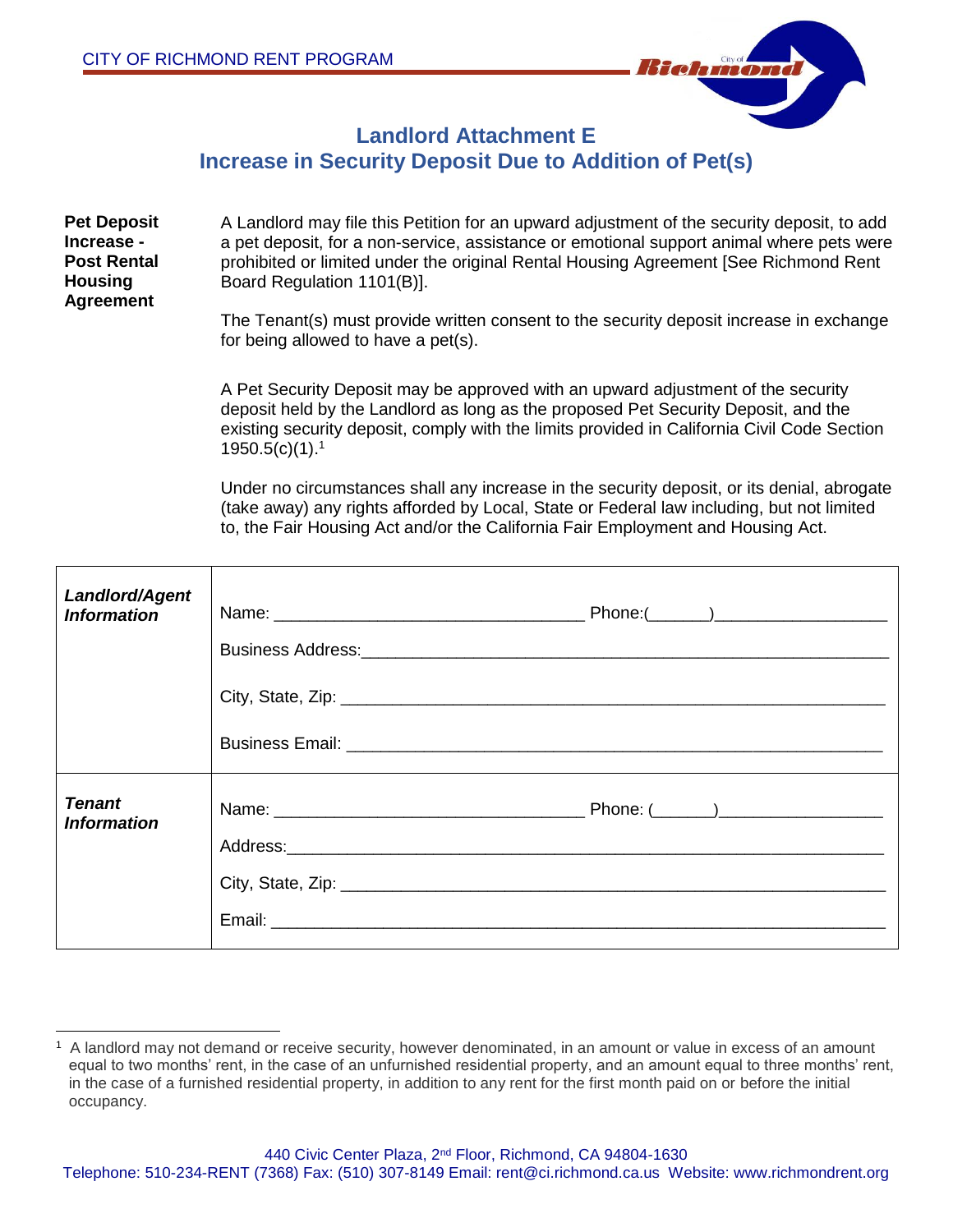CITY OF RICHMOND RENT PROGRAM

# Landlord Attachment E
## Increase in Security Deposit Due to Addition of Pet(s)

**Pet Deposit Increase - Post Rental Housing Agreement**

A Landlord may file this Petition for an upward adjustment of the security deposit, to add a pet deposit, for a non-service, assistance or emotional support animal where pets were prohibited or limited under the original Rental Housing Agreement [See Richmond Rent Board Regulation 1101(B)].

The Tenant(s) must provide written consent to the security deposit increase in exchange for being allowed to have a pet(s).

A Pet Security Deposit may be approved with an upward adjustment of the security deposit held by the Landlord as long as the proposed Pet Security Deposit, and the existing security deposit, comply with the limits provided in California Civil Code Section 1950.5(c)(1).[1]

Under no circumstances shall any increase in the security deposit, or its denial, abrogate (take away) any rights afforded by Local, State or Federal law including, but not limited to, the Fair Housing Act and/or the California Fair Employment and Housing Act.

| | |
|---|---|
| ***Landlord/Agent Information*** | Name: _________________________________ Phone:(______)__________________<br>Business Address:______________________________________________________<br>City, State, Zip: _______________________________________________________<br>Business Email: _______________________________________________________ |
| ***Tenant Information*** | Name: _________________________________ Phone: (______)_________________<br>Address:___________________________________________________________<br>City, State, Zip: _______________________________________________________<br>Email: ____________________________________________________________ |

[1] A landlord may not demand or receive security, however denominated, in an amount or value in excess of an amount equal to two months' rent, in the case of an unfurnished residential property, and an amount equal to three months' rent, in the case of a furnished residential property, in addition to any rent for the first month paid on or before the initial occupancy.

440 Civic Center Plaza, 2nd Floor, Richmond, CA 94804-1630
Telephone: 510-234-RENT (7368) Fax: (510) 307-8149 Email: rent@ci.richmond.ca.us Website: www.richmondrent.org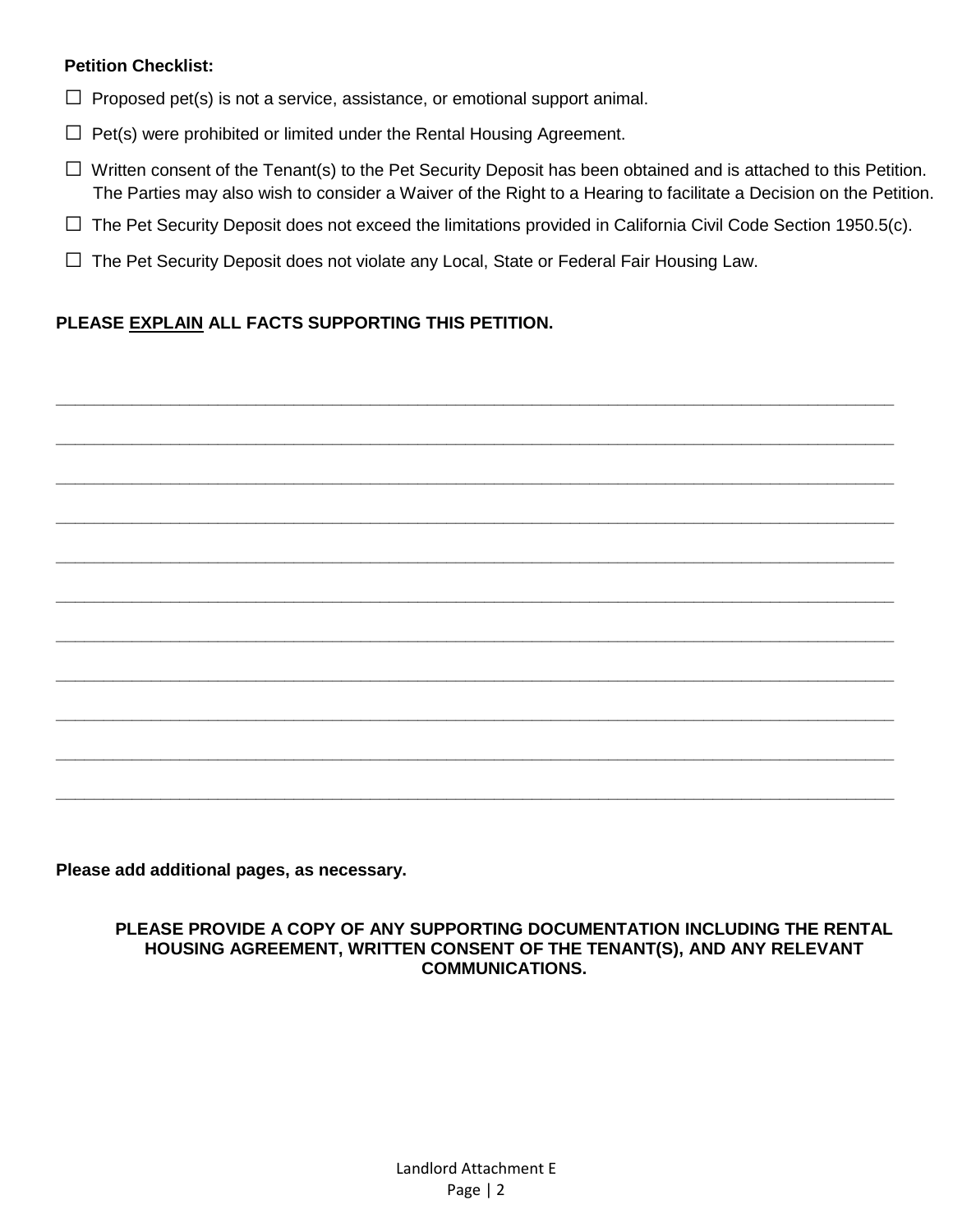**Petition Checklist:**

☐ Proposed pet(s) is not a service, assistance, or emotional support animal.

☐ Pet(s) were prohibited or limited under the Rental Housing Agreement.

☐ Written consent of the Tenant(s) to the Pet Security Deposit has been obtained and is attached to this Petition. The Parties may also wish to consider a Waiver of the Right to a Hearing to facilitate a Decision on the Petition.

☐ The Pet Security Deposit does not exceed the limitations provided in California Civil Code Section 1950.5(c).

☐ The Pet Security Deposit does not violate any Local, State or Federal Fair Housing Law.

**PLEASE <u>EXPLAIN</u> ALL FACTS SUPPORTING THIS PETITION.**

_______________________________________________________________________________

_______________________________________________________________________________

_______________________________________________________________________________

_______________________________________________________________________________

_______________________________________________________________________________

_______________________________________________________________________________

_______________________________________________________________________________

_______________________________________________________________________________

_______________________________________________________________________________

_______________________________________________________________________________

_______________________________________________________________________________

**Please add additional pages, as necessary.**

**PLEASE PROVIDE A COPY OF ANY SUPPORTING DOCUMENTATION INCLUDING THE RENTAL HOUSING AGREEMENT, WRITTEN CONSENT OF THE TENANT(S), AND ANY RELEVANT COMMUNICATIONS.**

Landlord Attachment E